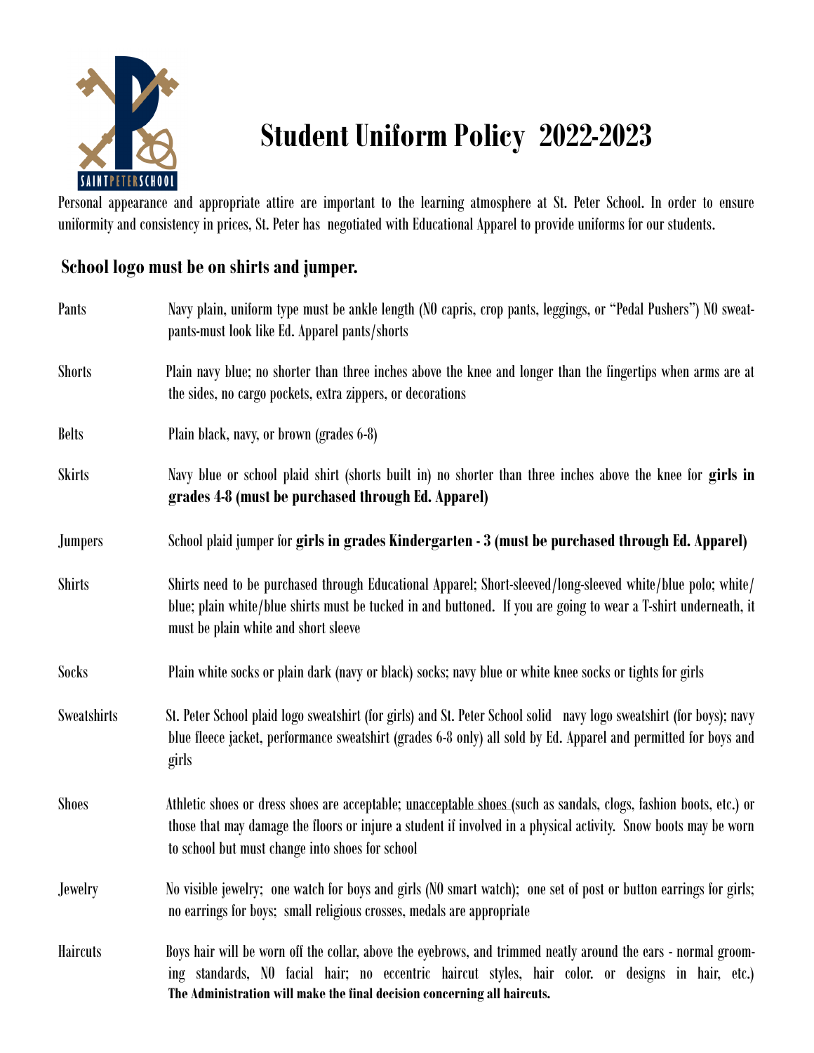# Student Uniform Policy 2022-2023

Personal appearance and appropriate attire are important to the learning atmosphere at St. Peter School. In order to ensure uniformity and consistency in prices, St. Peter has negotiated with Educational Apparel to provide uniforms for our students.

## School logo must be on shirts and jumper.

| | |
|---|---|
| Pants | Navy plain, uniform type must be ankle length (NO capris, crop pants, leggings, or "Pedal Pushers") NO sweat-pants-must look like Ed. Apparel pants/shorts |
| Shorts | Plain navy blue; no shorter than three inches above the knee and longer than the fingertips when arms are at the sides, no cargo pockets, extra zippers, or decorations |
| Belts | Plain black, navy, or brown (grades 6-8) |
| Skirts | Navy blue or school plaid shirt (shorts built in) no shorter than three inches above the knee for **girls in grades 4-8 (must be purchased through Ed. Apparel)** |
| Jumpers | School plaid jumper for **girls in grades Kindergarten - 3 (must be purchased through Ed. Apparel)** |
| Shirts | Shirts need to be purchased through Educational Apparel; Short-sleeved/long-sleeved white/blue polo; white/blue; plain white/blue shirts must be tucked in and buttoned. If you are going to wear a T-shirt underneath, it must be plain white and short sleeve |
| Socks | Plain white socks or plain dark (navy or black) socks; navy blue or white knee socks or tights for girls |
| Sweatshirts | St. Peter School plaid logo sweatshirt (for girls) and St. Peter School solid navy logo sweatshirt (for boys); navy blue fleece jacket, performance sweatshirt (grades 6-8 only) all sold by Ed. Apparel and permitted for boys and girls |
| Shoes | Athletic shoes or dress shoes are acceptable; unacceptable shoes (such as sandals, clogs, fashion boots, etc.) or those that may damage the floors or injure a student if involved in a physical activity. Snow boots may be worn to school but must change into shoes for school |
| Jewelry | No visible jewelry; one watch for boys and girls (NO smart watch); one set of post or button earrings for girls; no earrings for boys; small religious crosses, medals are appropriate |
| Haircuts | Boys hair will be worn off the collar, above the eyebrows, and trimmed neatly around the ears - normal grooming standards, NO facial hair; no eccentric haircut styles, hair color. or designs in hair, etc.) **The Administration will make the final decision concerning all haircuts.** |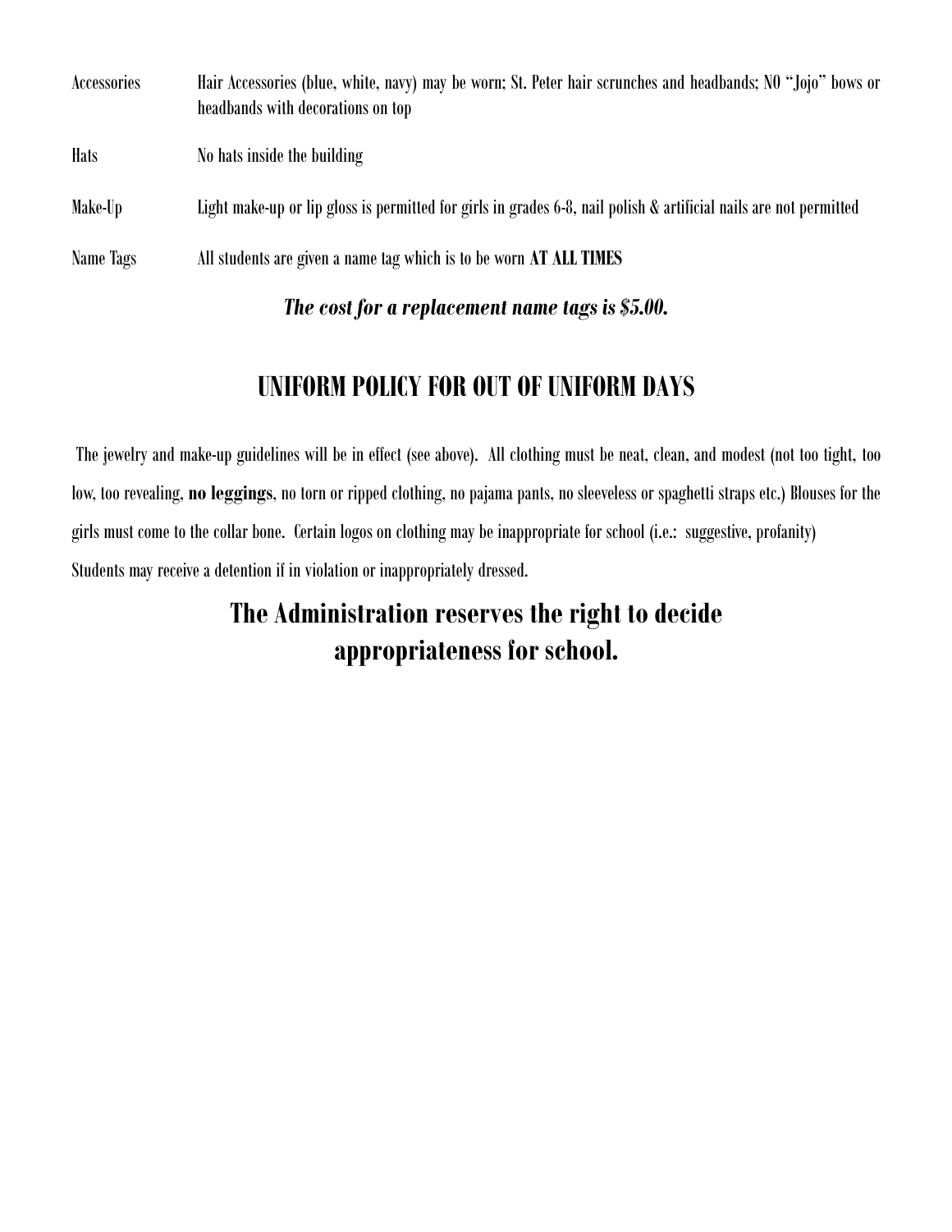| | |
|---|---|
| Accessories | Hair Accessories (blue, white, navy) may be worn; St. Peter hair scrunches and headbands; NO "Jojo" bows or headbands with decorations on top |
| Hats | No hats inside the building |
| Make-Up | Light make-up or lip gloss is permitted for girls in grades 6-8, nail polish & artificial nails are not permitted |
| Name Tags | All students are given a name tag which is to be worn **AT ALL TIMES** |

***The cost for a replacement name tags is $5.00.***

## UNIFORM POLICY FOR OUT OF UNIFORM DAYS

The jewelry and make-up guidelines will be in effect (see above). All clothing must be neat, clean, and modest (not too tight, too low, too revealing, **no leggings**, no torn or ripped clothing, no pajama pants, no sleeveless or spaghetti straps etc.) Blouses for the girls must come to the collar bone. Certain logos on clothing may be inappropriate for school (i.e.: suggestive, profanity)
Students may receive a detention if in violation or inappropriately dressed.

**The Administration reserves the right to decide appropriateness for school.**